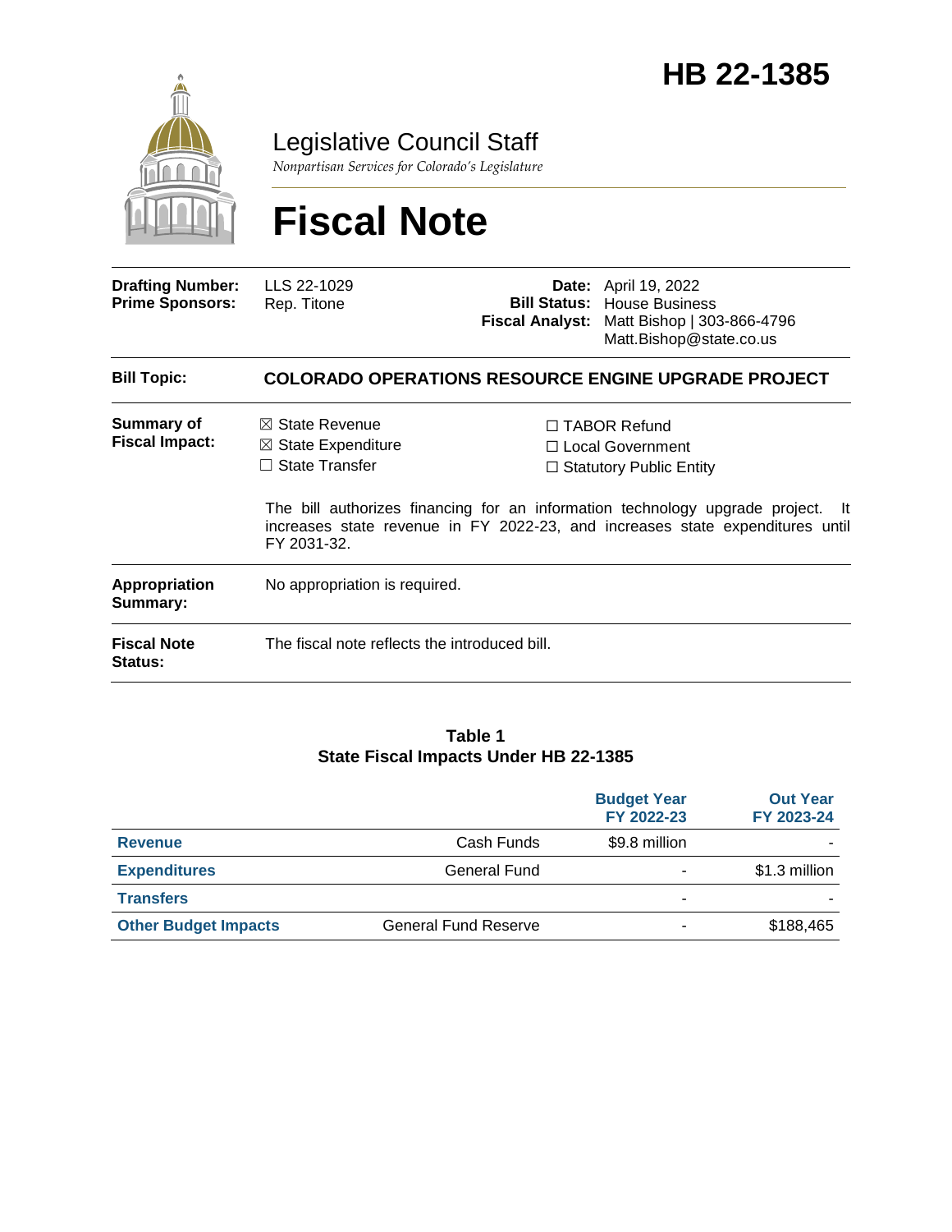# HB 22-1385

## Legislative Council Staff

*Nonpartisan Services for Colorado's Legislature*

# Fiscal Note

| | | | |
|---|---|---|---|
| **Drafting Number:** | LLS 22-1029 | **Date:** | April 19, 2022 |
| **Prime Sponsors:** | Rep. Titone | **Bill Status:** | House Business |
| | | **Fiscal Analyst:** | Matt Bishop \| 303-866-4796 Matt.Bishop@state.co.us |

**Bill Topic:** **COLORADO OPERATIONS RESOURCE ENGINE UPGRADE PROJECT**

**Summary of Fiscal Impact:**

☒ State Revenue
☒ State Expenditure
☐ State Transfer
☐ TABOR Refund
☐ Local Government
☐ Statutory Public Entity

The bill authorizes financing for an information technology upgrade project. It increases state revenue in FY 2022-23, and increases state expenditures until FY 2031-32.

**Appropriation Summary:** No appropriation is required.

**Fiscal Note Status:** The fiscal note reflects the introduced bill.

**Table 1**
**State Fiscal Impacts Under HB 22-1385**

| | | Budget Year FY 2022-23 | Out Year FY 2023-24 |
|---|---|---|---|
| **Revenue** | Cash Funds | $9.8 million | - |
| **Expenditures** | General Fund | - | $1.3 million |
| **Transfers** | | - | - |
| **Other Budget Impacts** | General Fund Reserve | - | $188,465 |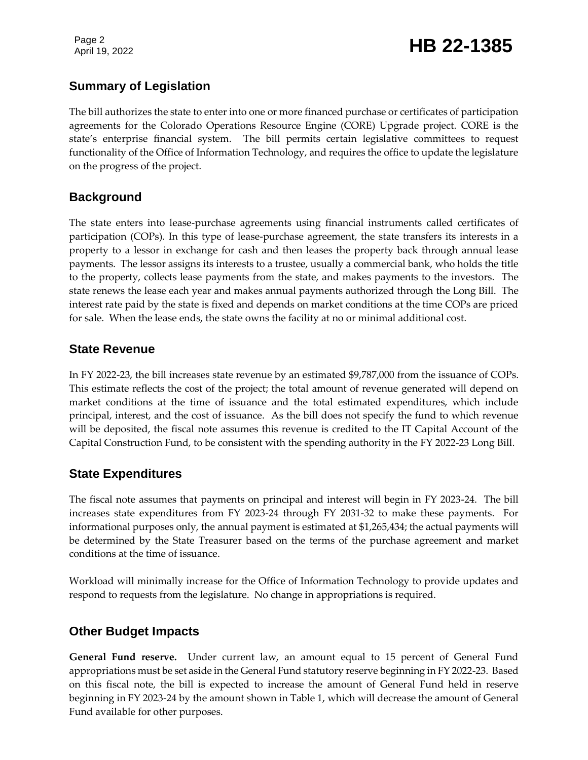## Summary of Legislation

The bill authorizes the state to enter into one or more financed purchase or certificates of participation agreements for the Colorado Operations Resource Engine (CORE) Upgrade project. CORE is the state's enterprise financial system. The bill permits certain legislative committees to request functionality of the Office of Information Technology, and requires the office to update the legislature on the progress of the project.

## Background

The state enters into lease-purchase agreements using financial instruments called certificates of participation (COPs). In this type of lease-purchase agreement, the state transfers its interests in a property to a lessor in exchange for cash and then leases the property back through annual lease payments. The lessor assigns its interests to a trustee, usually a commercial bank, who holds the title to the property, collects lease payments from the state, and makes payments to the investors. The state renews the lease each year and makes annual payments authorized through the Long Bill. The interest rate paid by the state is fixed and depends on market conditions at the time COPs are priced for sale. When the lease ends, the state owns the facility at no or minimal additional cost.

## State Revenue

In FY 2022-23, the bill increases state revenue by an estimated $9,787,000 from the issuance of COPs. This estimate reflects the cost of the project; the total amount of revenue generated will depend on market conditions at the time of issuance and the total estimated expenditures, which include principal, interest, and the cost of issuance. As the bill does not specify the fund to which revenue will be deposited, the fiscal note assumes this revenue is credited to the IT Capital Account of the Capital Construction Fund, to be consistent with the spending authority in the FY 2022-23 Long Bill.

## State Expenditures

The fiscal note assumes that payments on principal and interest will begin in FY 2023-24. The bill increases state expenditures from FY 2023-24 through FY 2031-32 to make these payments. For informational purposes only, the annual payment is estimated at $1,265,434; the actual payments will be determined by the State Treasurer based on the terms of the purchase agreement and market conditions at the time of issuance.

Workload will minimally increase for the Office of Information Technology to provide updates and respond to requests from the legislature. No change in appropriations is required.

## Other Budget Impacts

**General Fund reserve.** Under current law, an amount equal to 15 percent of General Fund appropriations must be set aside in the General Fund statutory reserve beginning in FY 2022-23. Based on this fiscal note, the bill is expected to increase the amount of General Fund held in reserve beginning in FY 2023-24 by the amount shown in Table 1, which will decrease the amount of General Fund available for other purposes.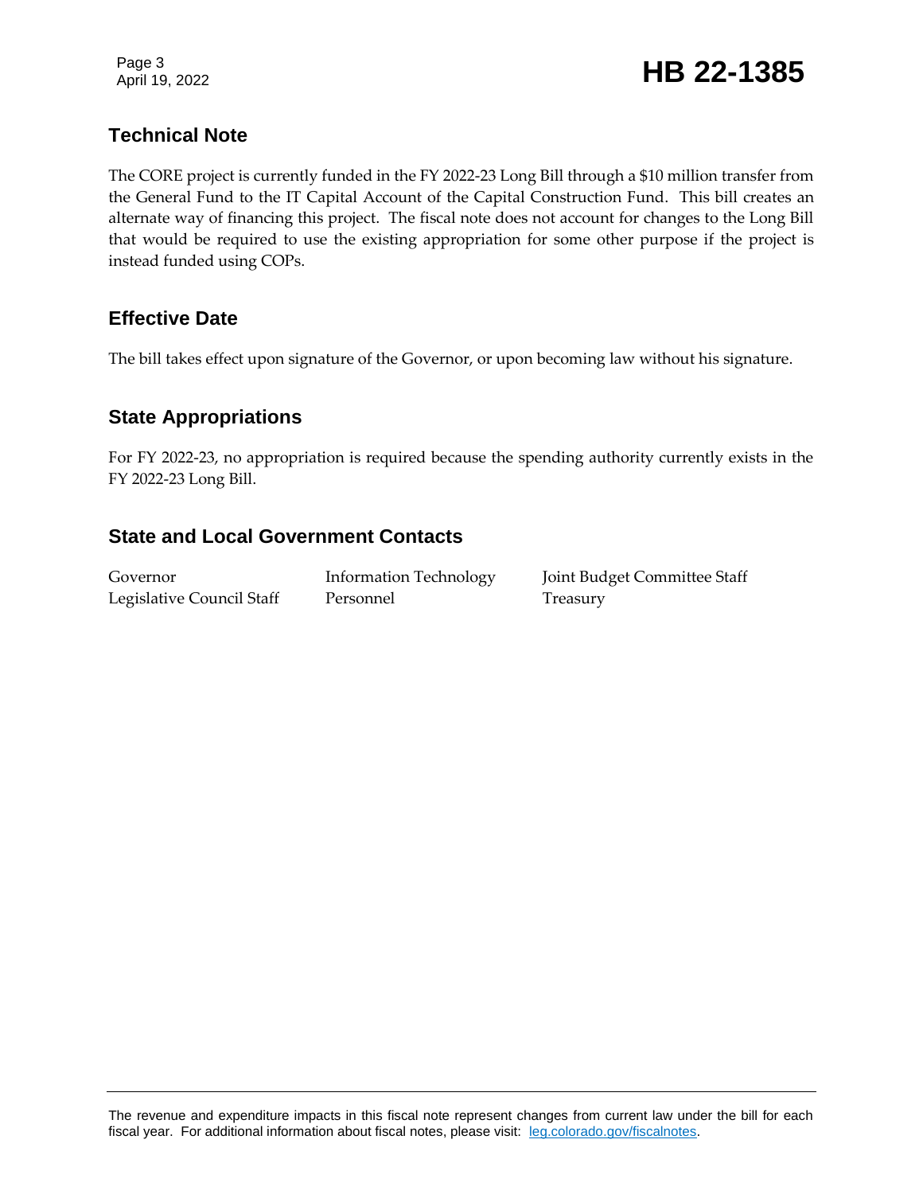## Technical Note

The CORE project is currently funded in the FY 2022-23 Long Bill through a $10 million transfer from the General Fund to the IT Capital Account of the Capital Construction Fund. This bill creates an alternate way of financing this project. The fiscal note does not account for changes to the Long Bill that would be required to use the existing appropriation for some other purpose if the project is instead funded using COPs.

## Effective Date

The bill takes effect upon signature of the Governor, or upon becoming law without his signature.

## State Appropriations

For FY 2022-23, no appropriation is required because the spending authority currently exists in the FY 2022-23 Long Bill.

## State and Local Government Contacts

| | | |
|---|---|---|
| Governor | Information Technology | Joint Budget Committee Staff |
| Legislative Council Staff | Personnel | Treasury |

The revenue and expenditure impacts in this fiscal note represent changes from current law under the bill for each fiscal year. For additional information about fiscal notes, please visit: leg.colorado.gov/fiscalnotes.